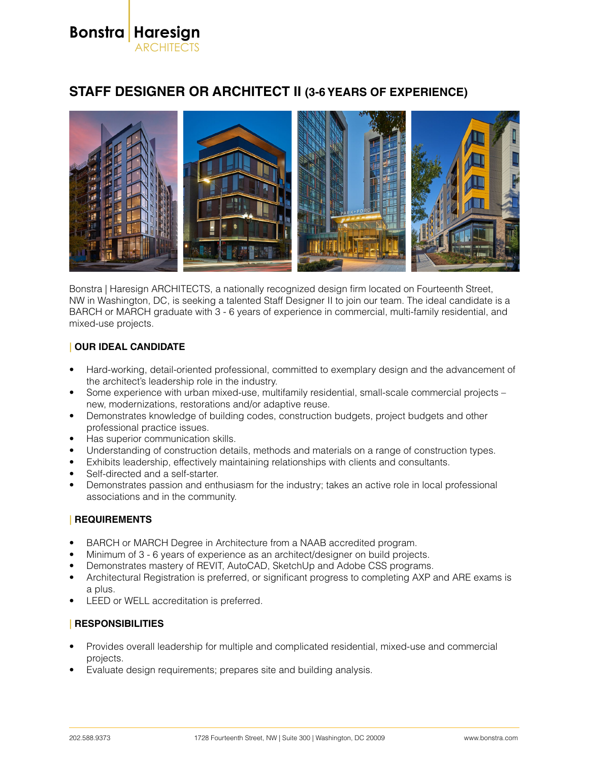Bonstra | Haresign
ARCHITECTS

# STAFF DESIGNER OR ARCHITECT II (3-6 YEARS OF EXPERIENCE)

Bonstra | Haresign ARCHITECTS, a nationally recognized design firm located on Fourteenth Street, NW in Washington, DC, is seeking a talented Staff Designer II to join our team. The ideal candidate is a BARCH or MARCH graduate with 3 - 6 years of experience in commercial, multi-family residential, and mixed-use projects.

## | OUR IDEAL CANDIDATE

- Hard-working, detail-oriented professional, committed to exemplary design and the advancement of the architect's leadership role in the industry.
- Some experience with urban mixed-use, multifamily residential, small-scale commercial projects – new, modernizations, restorations and/or adaptive reuse.
- Demonstrates knowledge of building codes, construction budgets, project budgets and other professional practice issues.
- Has superior communication skills.
- Understanding of construction details, methods and materials on a range of construction types.
- Exhibits leadership, effectively maintaining relationships with clients and consultants.
- Self-directed and a self-starter.
- Demonstrates passion and enthusiasm for the industry; takes an active role in local professional associations and in the community.

## | REQUIREMENTS

- BARCH or MARCH Degree in Architecture from a NAAB accredited program.
- Minimum of 3 - 6 years of experience as an architect/designer on build projects.
- Demonstrates mastery of REVIT, AutoCAD, SketchUp and Adobe CSS programs.
- Architectural Registration is preferred, or significant progress to completing AXP and ARE exams is a plus.
- LEED or WELL accreditation is preferred.

## | RESPONSIBILITIES

- Provides overall leadership for multiple and complicated residential, mixed-use and commercial projects.
- Evaluate design requirements; prepares site and building analysis.

202.588.9373 1728 Fourteenth Street, NW | Suite 300 | Washington, DC 20009 www.bonstra.com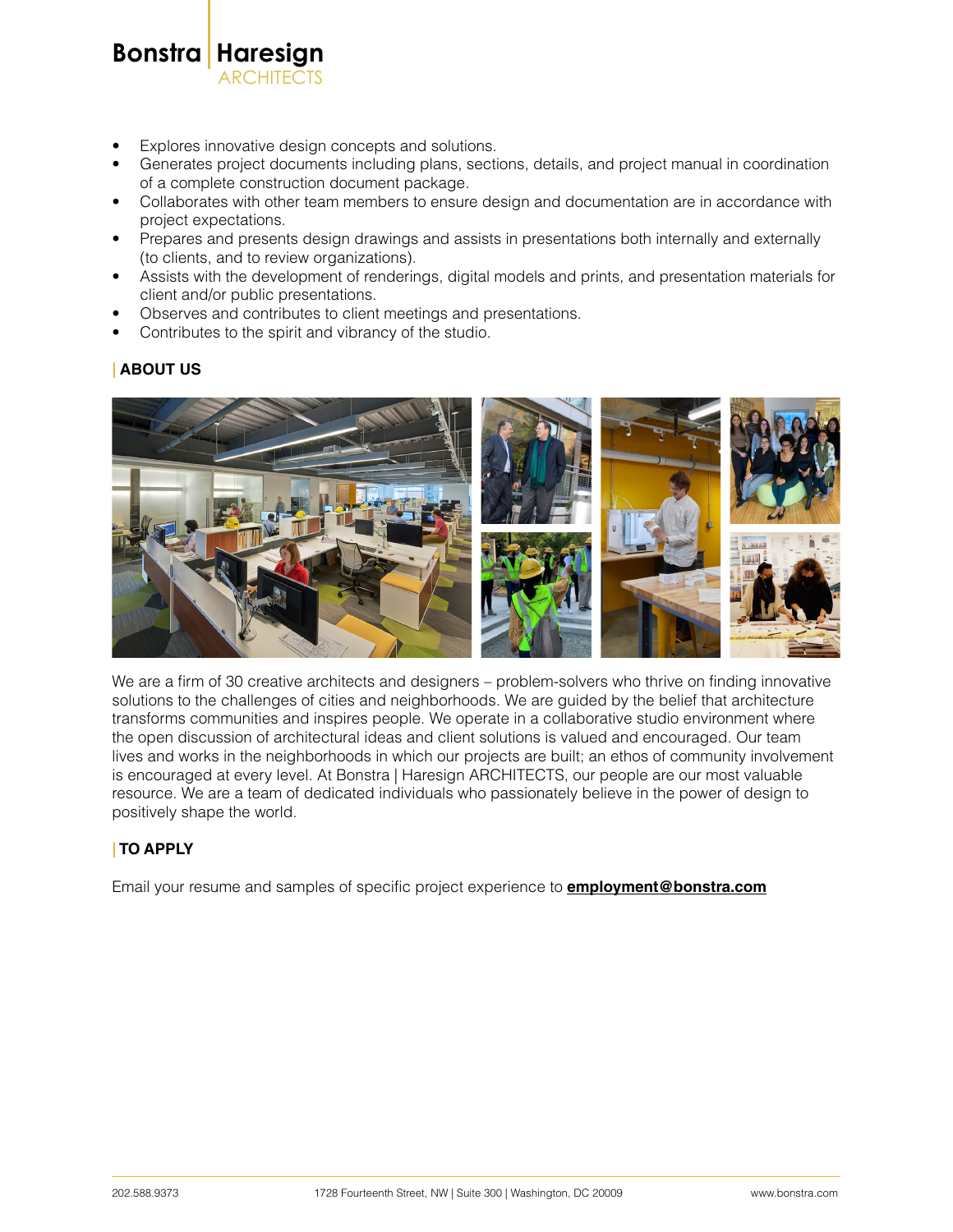- Explores innovative design concepts and solutions.
- Generates project documents including plans, sections, details, and project manual in coordination of a complete construction document package.
- Collaborates with other team members to ensure design and documentation are in accordance with project expectations.
- Prepares and presents design drawings and assists in presentations both internally and externally (to clients, and to review organizations).
- Assists with the development of renderings, digital models and prints, and presentation materials for client and/or public presentations.
- Observes and contributes to client meetings and presentations.
- Contributes to the spirit and vibrancy of the studio.

## | ABOUT US

We are a firm of 30 creative architects and designers – problem-solvers who thrive on finding innovative solutions to the challenges of cities and neighborhoods. We are guided by the belief that architecture transforms communities and inspires people. We operate in a collaborative studio environment where the open discussion of architectural ideas and client solutions is valued and encouraged. Our team lives and works in the neighborhoods in which our projects are built; an ethos of community involvement is encouraged at every level. At Bonstra | Haresign ARCHITECTS, our people are our most valuable resource. We are a team of dedicated individuals who passionately believe in the power of design to positively shape the world.

## | TO APPLY

Email your resume and samples of specific project experience to **employment@bonstra.com**